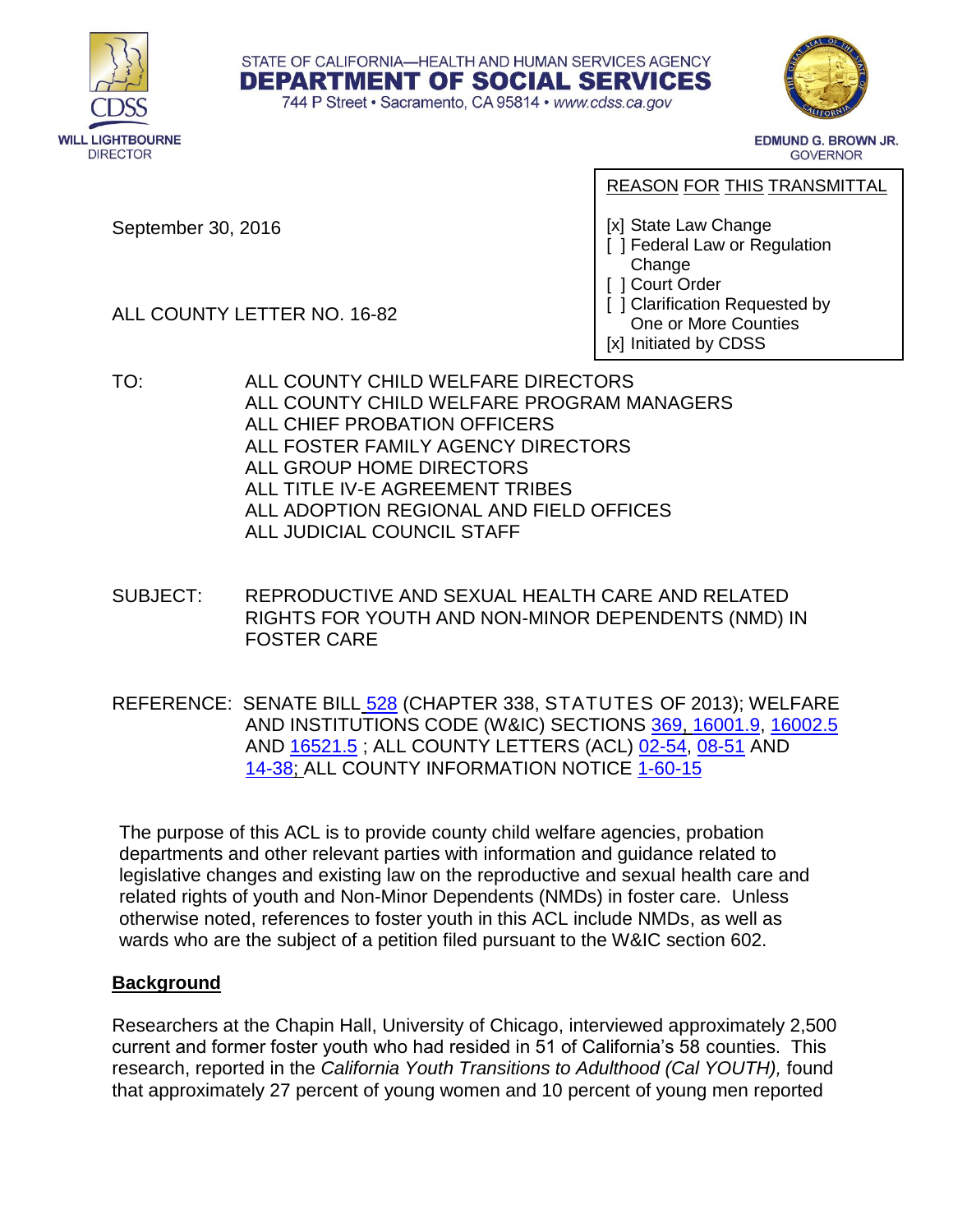STATE OF CALIFORNIA—HEALTH AND HUMAN SERVICES AGENCY

**DEPARTMENT OF SOCIAL SERVICES**

744 P Street • Sacramento, CA 95814 • www.cdss.ca.gov

**WILL LIGHTBOURNE**
DIRECTOR

**EDMUND G. BROWN JR.**
GOVERNOR

September 30, 2016

ALL COUNTY LETTER NO. 16-82

REASON FOR THIS TRANSMITTAL

[x] State Law Change
[ ] Federal Law or Regulation Change
[ ] Court Order
[ ] Clarification Requested by One or More Counties
[x] Initiated by CDSS

TO: ALL COUNTY CHILD WELFARE DIRECTORS
ALL COUNTY CHILD WELFARE PROGRAM MANAGERS
ALL CHIEF PROBATION OFFICERS
ALL FOSTER FAMILY AGENCY DIRECTORS
ALL GROUP HOME DIRECTORS
ALL TITLE IV-E AGREEMENT TRIBES
ALL ADOPTION REGIONAL AND FIELD OFFICES
ALL JUDICIAL COUNCIL STAFF

SUBJECT: REPRODUCTIVE AND SEXUAL HEALTH CARE AND RELATED RIGHTS FOR YOUTH AND NON-MINOR DEPENDENTS (NMD) IN FOSTER CARE

REFERENCE: SENATE BILL 528 (CHAPTER 338, STATUTES OF 2013); WELFARE AND INSTITUTIONS CODE (W&IC) SECTIONS 369, 16001.9, 16002.5 AND 16521.5 ; ALL COUNTY LETTERS (ACL) 02-54, 08-51 AND 14-38; ALL COUNTY INFORMATION NOTICE 1-60-15

The purpose of this ACL is to provide county child welfare agencies, probation departments and other relevant parties with information and guidance related to legislative changes and existing law on the reproductive and sexual health care and related rights of youth and Non-Minor Dependents (NMDs) in foster care. Unless otherwise noted, references to foster youth in this ACL include NMDs, as well as wards who are the subject of a petition filed pursuant to the W&IC section 602.

## Background

Researchers at the Chapin Hall, University of Chicago, interviewed approximately 2,500 current and former foster youth who had resided in 51 of California's 58 counties. This research, reported in the *California Youth Transitions to Adulthood (Cal YOUTH),* found that approximately 27 percent of young women and 10 percent of young men reported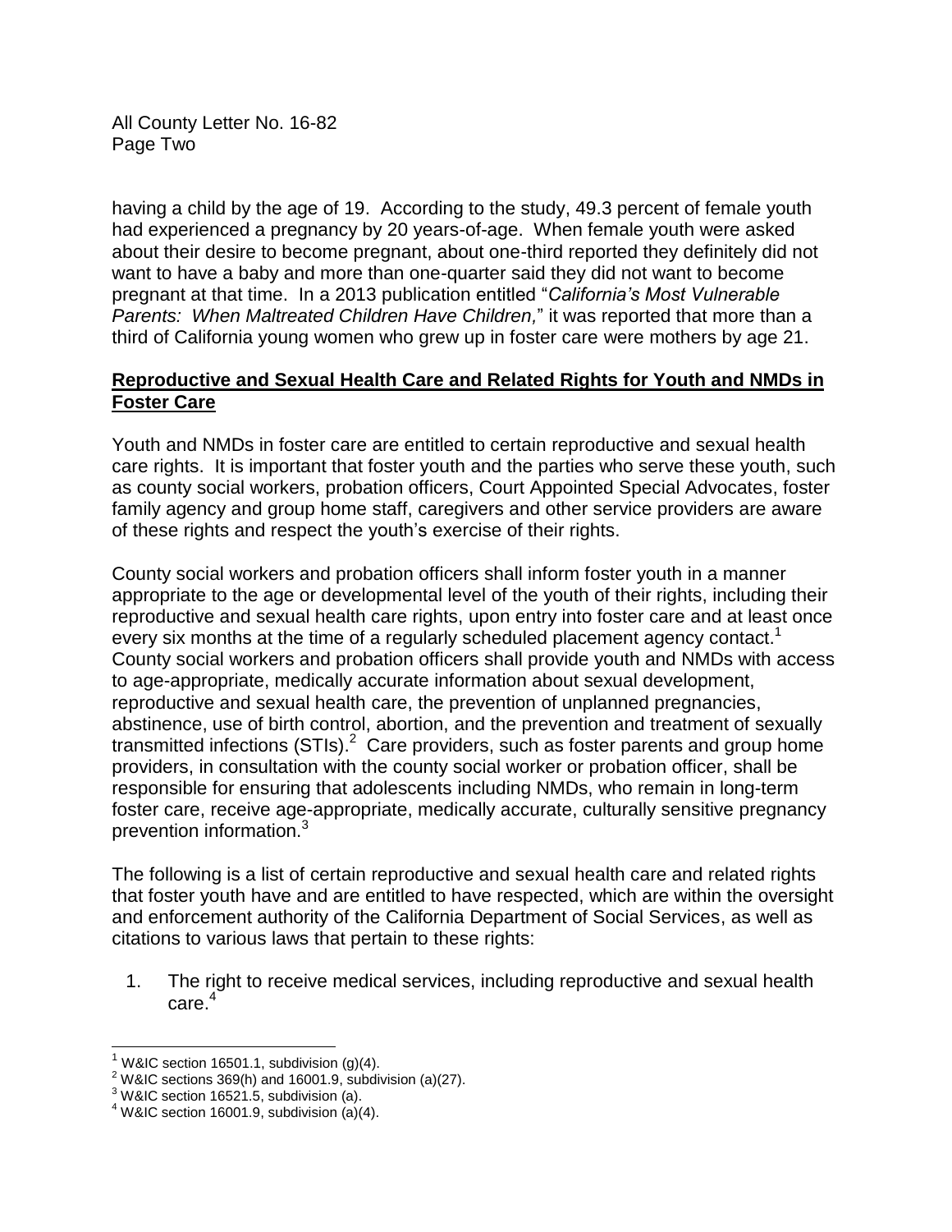having a child by the age of 19. According to the study, 49.3 percent of female youth had experienced a pregnancy by 20 years-of-age. When female youth were asked about their desire to become pregnant, about one-third reported they definitely did not want to have a baby and more than one-quarter said they did not want to become pregnant at that time. In a 2013 publication entitled "*California's Most Vulnerable Parents: When Maltreated Children Have Children,*" it was reported that more than a third of California young women who grew up in foster care were mothers by age 21.

**Reproductive and Sexual Health Care and Related Rights for Youth and NMDs in Foster Care**

Youth and NMDs in foster care are entitled to certain reproductive and sexual health care rights. It is important that foster youth and the parties who serve these youth, such as county social workers, probation officers, Court Appointed Special Advocates, foster family agency and group home staff, caregivers and other service providers are aware of these rights and respect the youth's exercise of their rights.

County social workers and probation officers shall inform foster youth in a manner appropriate to the age or developmental level of the youth of their rights, including their reproductive and sexual health care rights, upon entry into foster care and at least once every six months at the time of a regularly scheduled placement agency contact.[1] County social workers and probation officers shall provide youth and NMDs with access to age-appropriate, medically accurate information about sexual development, reproductive and sexual health care, the prevention of unplanned pregnancies, abstinence, use of birth control, abortion, and the prevention and treatment of sexually transmitted infections (STIs).[2] Care providers, such as foster parents and group home providers, in consultation with the county social worker or probation officer, shall be responsible for ensuring that adolescents including NMDs, who remain in long-term foster care, receive age-appropriate, medically accurate, culturally sensitive pregnancy prevention information.[3]

The following is a list of certain reproductive and sexual health care and related rights that foster youth have and are entitled to have respected, which are within the oversight and enforcement authority of the California Department of Social Services, as well as citations to various laws that pertain to these rights:

1. The right to receive medical services, including reproductive and sexual health care.[4]

---

[1] W&IC section 16501.1, subdivision (g)(4).
[2] W&IC sections 369(h) and 16001.9, subdivision (a)(27).
[3] W&IC section 16521.5, subdivision (a).
[4] W&IC section 16001.9, subdivision (a)(4).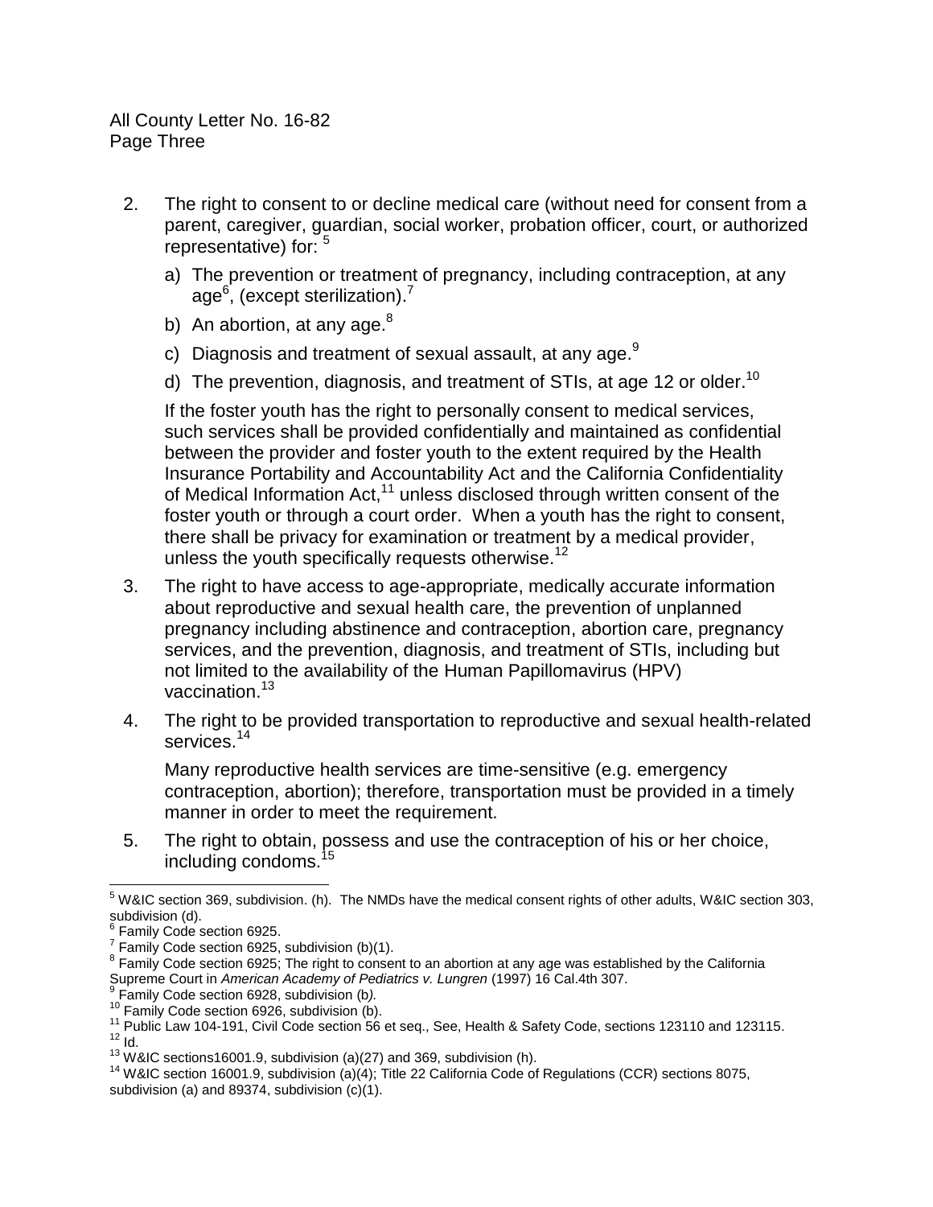2. The right to consent to or decline medical care (without need for consent from a parent, caregiver, guardian, social worker, probation officer, court, or authorized representative) for: [5]

   a) The prevention or treatment of pregnancy, including contraception, at any age[6], (except sterilization).[7]

   b) An abortion, at any age.[8]

   c) Diagnosis and treatment of sexual assault, at any age.[9]

   d) The prevention, diagnosis, and treatment of STIs, at age 12 or older.[10]

   If the foster youth has the right to personally consent to medical services, such services shall be provided confidentially and maintained as confidential between the provider and foster youth to the extent required by the Health Insurance Portability and Accountability Act and the California Confidentiality of Medical Information Act,[11] unless disclosed through written consent of the foster youth or through a court order. When a youth has the right to consent, there shall be privacy for examination or treatment by a medical provider, unless the youth specifically requests otherwise.[12]

3. The right to have access to age-appropriate, medically accurate information about reproductive and sexual health care, the prevention of unplanned pregnancy including abstinence and contraception, abortion care, pregnancy services, and the prevention, diagnosis, and treatment of STIs, including but not limited to the availability of the Human Papillomavirus (HPV) vaccination.[13]

4. The right to be provided transportation to reproductive and sexual health-related services.[14]

   Many reproductive health services are time-sensitive (e.g. emergency contraception, abortion); therefore, transportation must be provided in a timely manner in order to meet the requirement.

5. The right to obtain, possess and use the contraception of his or her choice, including condoms.[15]

---

[5] W&IC section 369, subdivision. (h). The NMDs have the medical consent rights of other adults, W&IC section 303, subdivision (d).

[6] Family Code section 6925.

[7] Family Code section 6925, subdivision (b)(1).

[8] Family Code section 6925; The right to consent to an abortion at any age was established by the California Supreme Court in *American Academy of Pediatrics v. Lungren* (1997) 16 Cal.4th 307.

[9] Family Code section 6928, subdivision (b*).*

[10] Family Code section 6926, subdivision (b).

[11] Public Law 104-191, Civil Code section 56 et seq., See, Health & Safety Code, sections 123110 and 123115.

[12] Id.

[13] W&IC sections16001.9, subdivision (a)(27) and 369, subdivision (h).

[14] W&IC section 16001.9, subdivision (a)(4); Title 22 California Code of Regulations (CCR) sections 8075, subdivision (a) and 89374, subdivision (c)(1).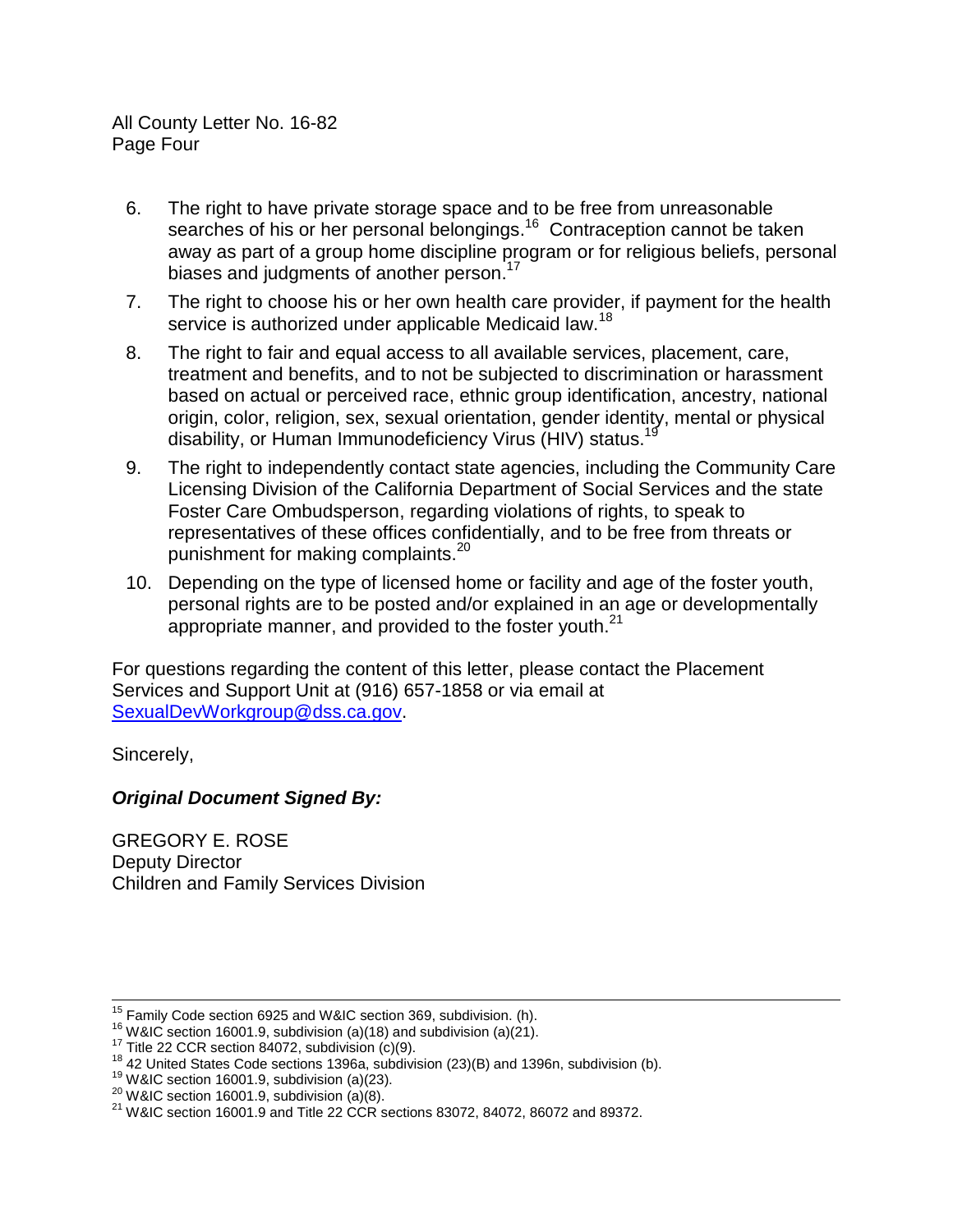6. The right to have private storage space and to be free from unreasonable searches of his or her personal belongings.[16] Contraception cannot be taken away as part of a group home discipline program or for religious beliefs, personal biases and judgments of another person.[17]
7. The right to choose his or her own health care provider, if payment for the health service is authorized under applicable Medicaid law.[18]
8. The right to fair and equal access to all available services, placement, care, treatment and benefits, and to not be subjected to discrimination or harassment based on actual or perceived race, ethnic group identification, ancestry, national origin, color, religion, sex, sexual orientation, gender identity, mental or physical disability, or Human Immunodeficiency Virus (HIV) status.[19]
9. The right to independently contact state agencies, including the Community Care Licensing Division of the California Department of Social Services and the state Foster Care Ombudsperson, regarding violations of rights, to speak to representatives of these offices confidentially, and to be free from threats or punishment for making complaints.[20]
10. Depending on the type of licensed home or facility and age of the foster youth, personal rights are to be posted and/or explained in an age or developmentally appropriate manner, and provided to the foster youth.[21]

For questions regarding the content of this letter, please contact the Placement Services and Support Unit at (916) 657-1858 or via email at SexualDevWorkgroup@dss.ca.gov.

Sincerely,

***Original Document Signed By:***

GREGORY E. ROSE
Deputy Director
Children and Family Services Division

---

[15] Family Code section 6925 and W&IC section 369, subdivision. (h).
[16] W&IC section 16001.9, subdivision (a)(18) and subdivision (a)(21).
[17] Title 22 CCR section 84072, subdivision (c)(9).
[18] 42 United States Code sections 1396a, subdivision (23)(B) and 1396n, subdivision (b).
[19] W&IC section 16001.9, subdivision (a)(23).
[20] W&IC section 16001.9, subdivision (a)(8).
[21] W&IC section 16001.9 and Title 22 CCR sections 83072, 84072, 86072 and 89372.